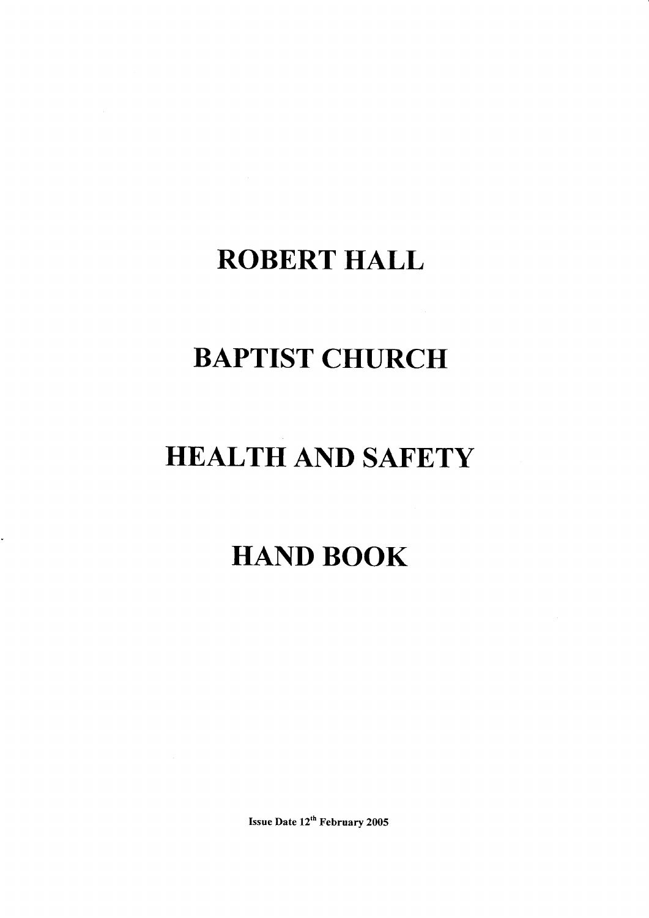# ROBERT HALL

# BAPTIST CHURCH

# HEALTH AND SAFETY

# HAND BOOK

**Issue Date 12th February 2005**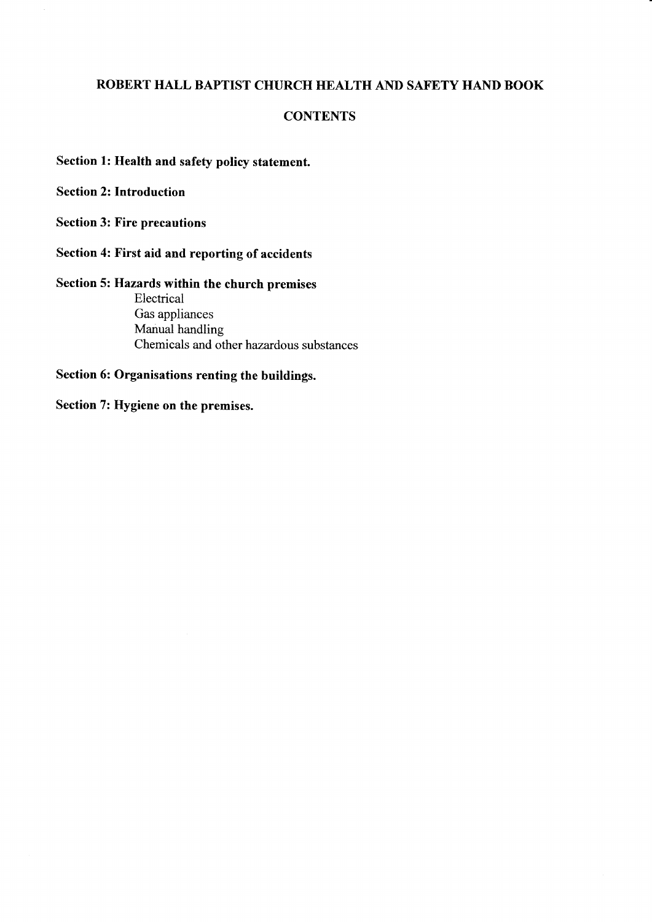# ROBERT HALL BAPTIST CHURCH HEALTH AND SAFETY HAND BOOK

## CONTENTS

**Section 1: Health and safety policy statement.**

**Section 2: Introduction**

**Section 3: Fire precautions**

**Section 4: First aid and reporting of accidents**

**Section 5: Hazards within the church premises**

- Electrical
- Gas appliances
- Manual handling
- Chemicals and other hazardous substances

**Section 6: Organisations renting the buildings.**

**Section 7: Hygiene on the premises.**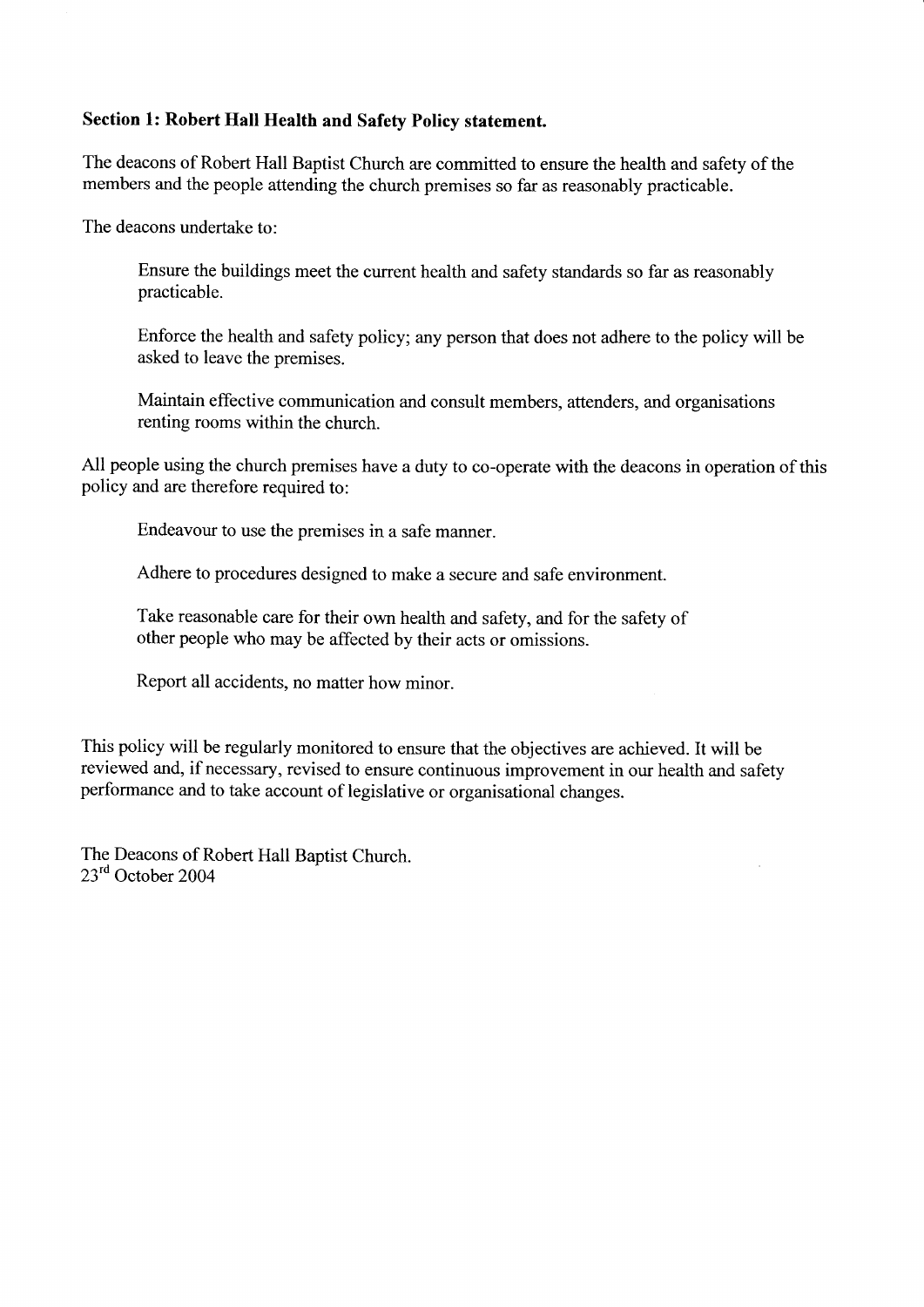## Section 1: Robert Hall Health and Safety Policy statement.

The deacons of Robert Hall Baptist Church are committed to ensure the health and safety of the members and the people attending the church premises so far as reasonably practicable.

The deacons undertake to:

> Ensure the buildings meet the current health and safety standards so far as reasonably practicable.
>
> Enforce the health and safety policy; any person that does not adhere to the policy will be asked to leave the premises.
>
> Maintain effective communication and consult members, attenders, and organisations renting rooms within the church.

All people using the church premises have a duty to co-operate with the deacons in operation of this policy and are therefore required to:

> Endeavour to use the premises in a safe manner.
>
> Adhere to procedures designed to make a secure and safe environment.
>
> Take reasonable care for their own health and safety, and for the safety of other people who may be affected by their acts or omissions.
>
> Report all accidents, no matter how minor.

This policy will be regularly monitored to ensure that the objectives are achieved. It will be reviewed and, if necessary, revised to ensure continuous improvement in our health and safety performance and to take account of legislative or organisational changes.

The Deacons of Robert Hall Baptist Church.
23rd October 2004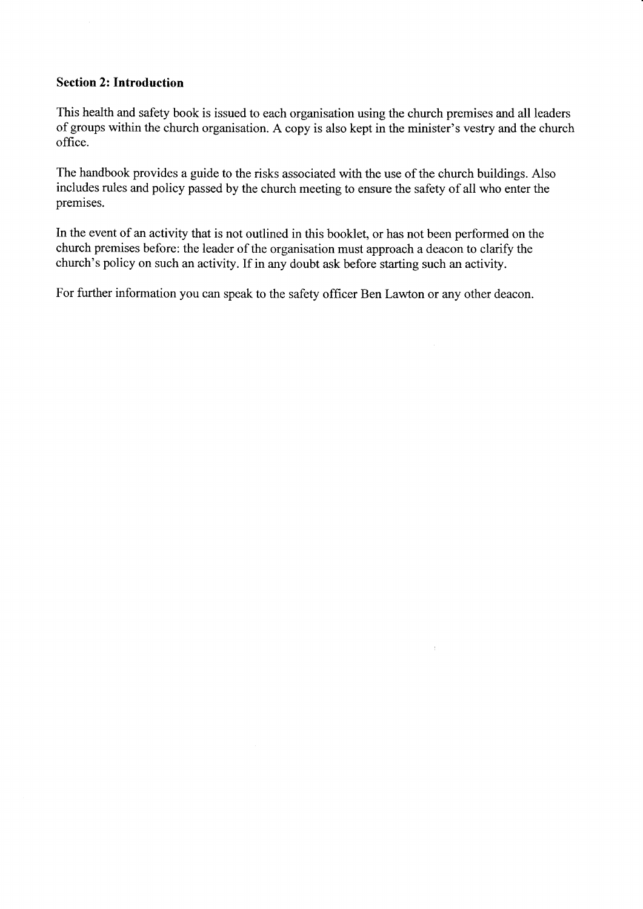## Section 2: Introduction

This health and safety book is issued to each organisation using the church premises and all leaders of groups within the church organisation. A copy is also kept in the minister's vestry and the church office.

The handbook provides a guide to the risks associated with the use of the church buildings. Also includes rules and policy passed by the church meeting to ensure the safety of all who enter the premises.

In the event of an activity that is not outlined in this booklet, or has not been performed on the church premises before: the leader of the organisation must approach a deacon to clarify the church's policy on such an activity. If in any doubt ask before starting such an activity.

For further information you can speak to the safety officer Ben Lawton or any other deacon.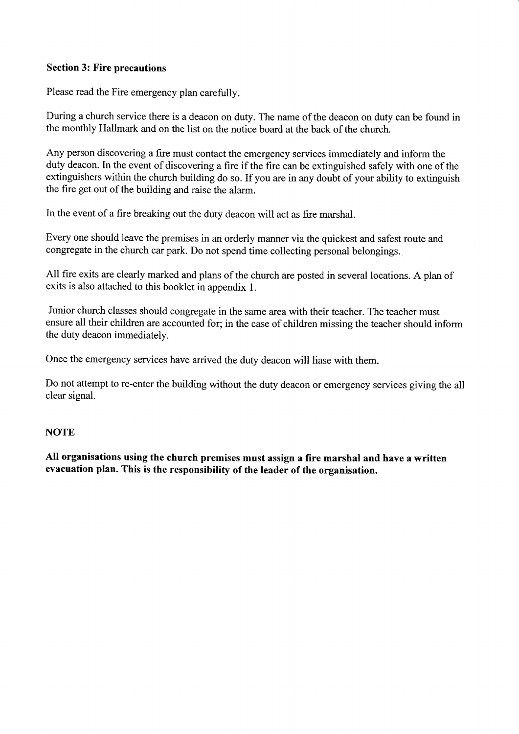**Section 3: Fire precautions**

Please read the Fire emergency plan carefully.

During a church service there is a deacon on duty. The name of the deacon on duty can be found in the monthly Hallmark and on the list on the notice board at the back of the church.

Any person discovering a fire must contact the emergency services immediately and inform the duty deacon. In the event of discovering a fire if the fire can be extinguished safely with one of the extinguishers within the church building do so. If you are in any doubt of your ability to extinguish the fire get out of the building and raise the alarm.

In the event of a fire breaking out the duty deacon will act as fire marshal.

Every one should leave the premises in an orderly manner via the quickest and safest route and congregate in the church car park. Do not spend time collecting personal belongings.

All fire exits are clearly marked and plans of the church are posted in several locations. A plan of exits is also attached to this booklet in appendix 1.

Junior church classes should congregate in the same area with their teacher. The teacher must ensure all their children are accounted for; in the case of children missing the teacher should inform the duty deacon immediately.

Once the emergency services have arrived the duty deacon will liase with them.

Do not attempt to re-enter the building without the duty deacon or emergency services giving the all clear signal.

**NOTE**

**All organisations using the church premises must assign a fire marshal and have a written evacuation plan. This is the responsibility of the leader of the organisation.**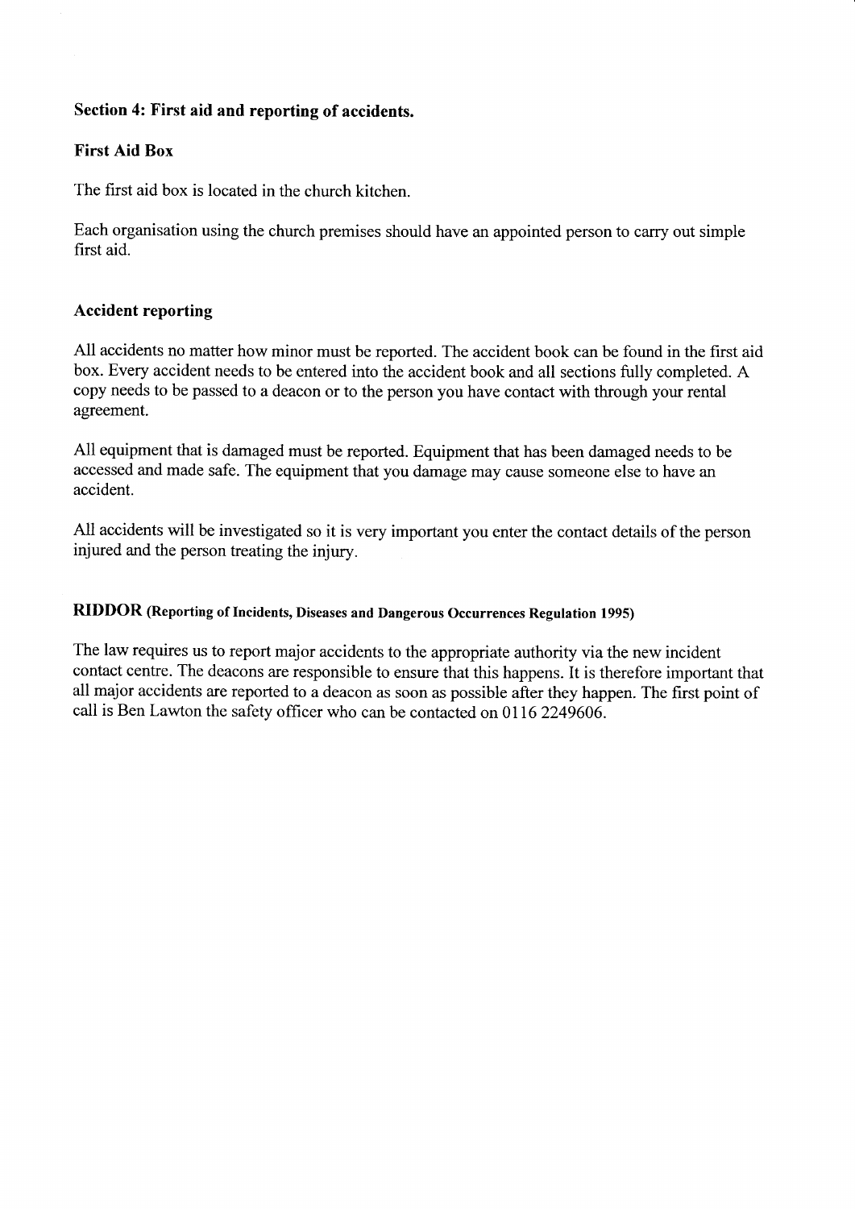## Section 4: First aid and reporting of accidents.

### First Aid Box

The first aid box is located in the church kitchen.

Each organisation using the church premises should have an appointed person to carry out simple first aid.

### Accident reporting

All accidents no matter how minor must be reported. The accident book can be found in the first aid box. Every accident needs to be entered into the accident book and all sections fully completed. A copy needs to be passed to a deacon or to the person you have contact with through your rental agreement.

All equipment that is damaged must be reported. Equipment that has been damaged needs to be accessed and made safe. The equipment that you damage may cause someone else to have an accident.

All accidents will be investigated so it is very important you enter the contact details of the person injured and the person treating the injury.

### RIDDOR (Reporting of Incidents, Diseases and Dangerous Occurrences Regulation 1995)

The law requires us to report major accidents to the appropriate authority via the new incident contact centre. The deacons are responsible to ensure that this happens. It is therefore important that all major accidents are reported to a deacon as soon as possible after they happen. The first point of call is Ben Lawton the safety officer who can be contacted on 0116 2249606.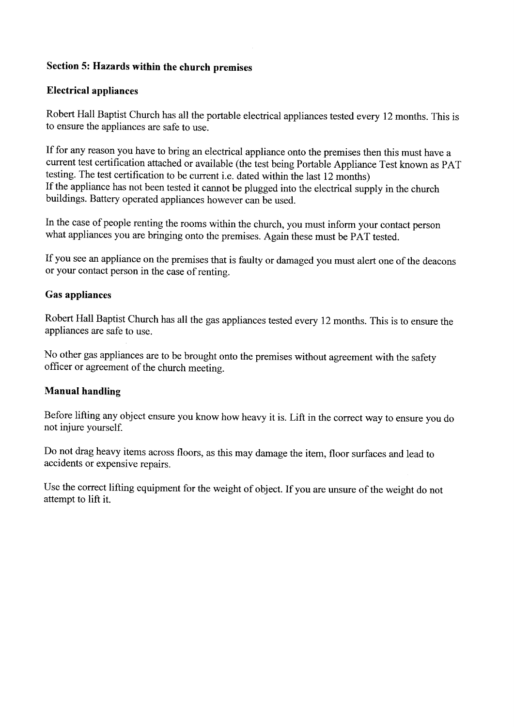## Section 5: Hazards within the church premises

### Electrical appliances

Robert Hall Baptist Church has all the portable electrical appliances tested every 12 months. This is to ensure the appliances are safe to use.

If for any reason you have to bring an electrical appliance onto the premises then this must have a current test certification attached or available (the test being Portable Appliance Test known as PAT testing. The test certification to be current i.e. dated within the last 12 months)
If the appliance has not been tested it cannot be plugged into the electrical supply in the church buildings. Battery operated appliances however can be used.

In the case of people renting the rooms within the church, you must inform your contact person what appliances you are bringing onto the premises. Again these must be PAT tested.

If you see an appliance on the premises that is faulty or damaged you must alert one of the deacons or your contact person in the case of renting.

### Gas appliances

Robert Hall Baptist Church has all the gas appliances tested every 12 months. This is to ensure the appliances are safe to use.

No other gas appliances are to be brought onto the premises without agreement with the safety officer or agreement of the church meeting.

### Manual handling

Before lifting any object ensure you know how heavy it is. Lift in the correct way to ensure you do not injure yourself.

Do not drag heavy items across floors, as this may damage the item, floor surfaces and lead to accidents or expensive repairs.

Use the correct lifting equipment for the weight of object. If you are unsure of the weight do not attempt to lift it.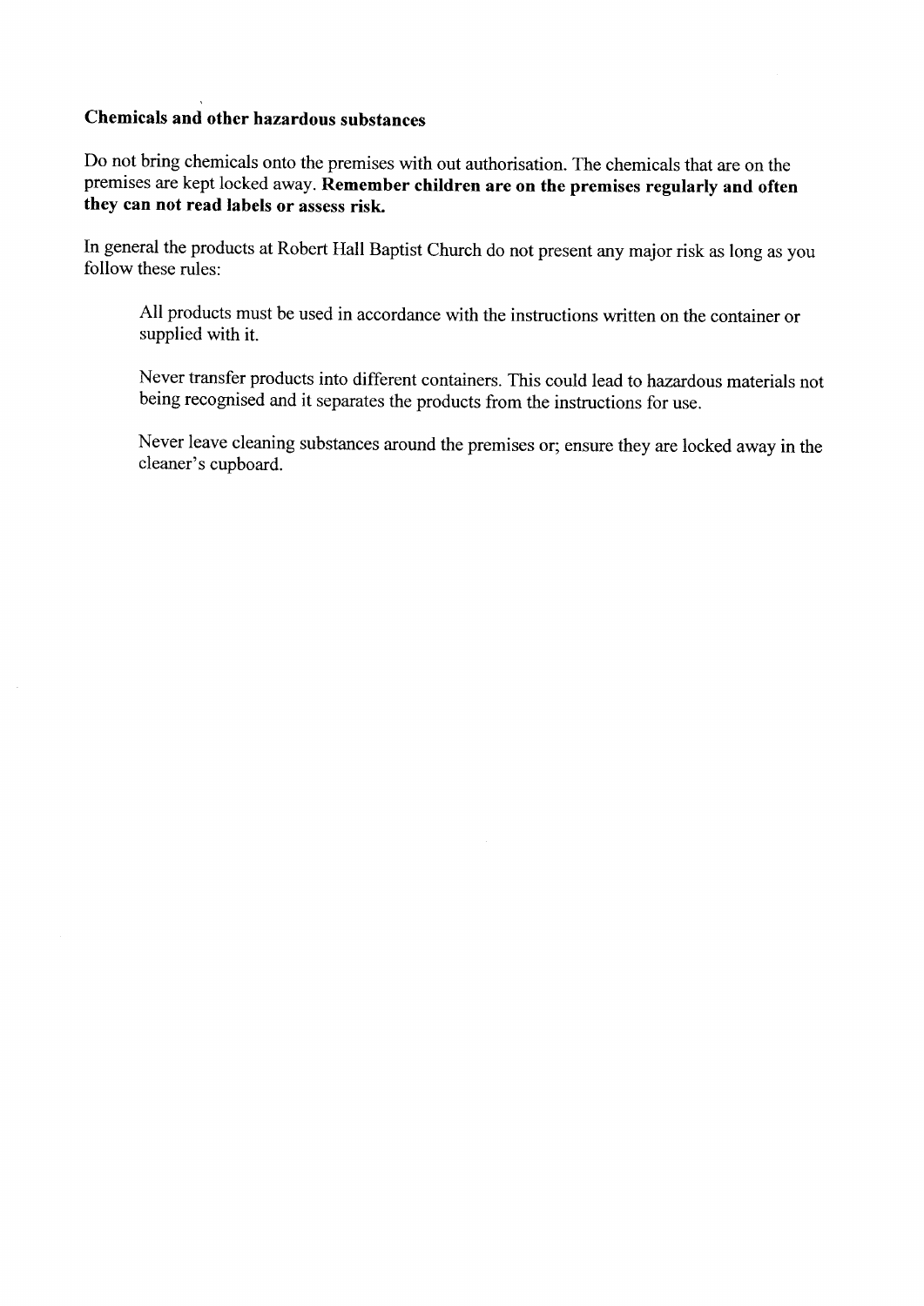## Chemicals and other hazardous substances

Do not bring chemicals onto the premises with out authorisation. The chemicals that are on the premises are kept locked away. **Remember children are on the premises regularly and often they can not read labels or assess risk.**

In general the products at Robert Hall Baptist Church do not present any major risk as long as you follow these rules:

> All products must be used in accordance with the instructions written on the container or supplied with it.
>
> Never transfer products into different containers. This could lead to hazardous materials not being recognised and it separates the products from the instructions for use.
>
> Never leave cleaning substances around the premises or; ensure they are locked away in the cleaner's cupboard.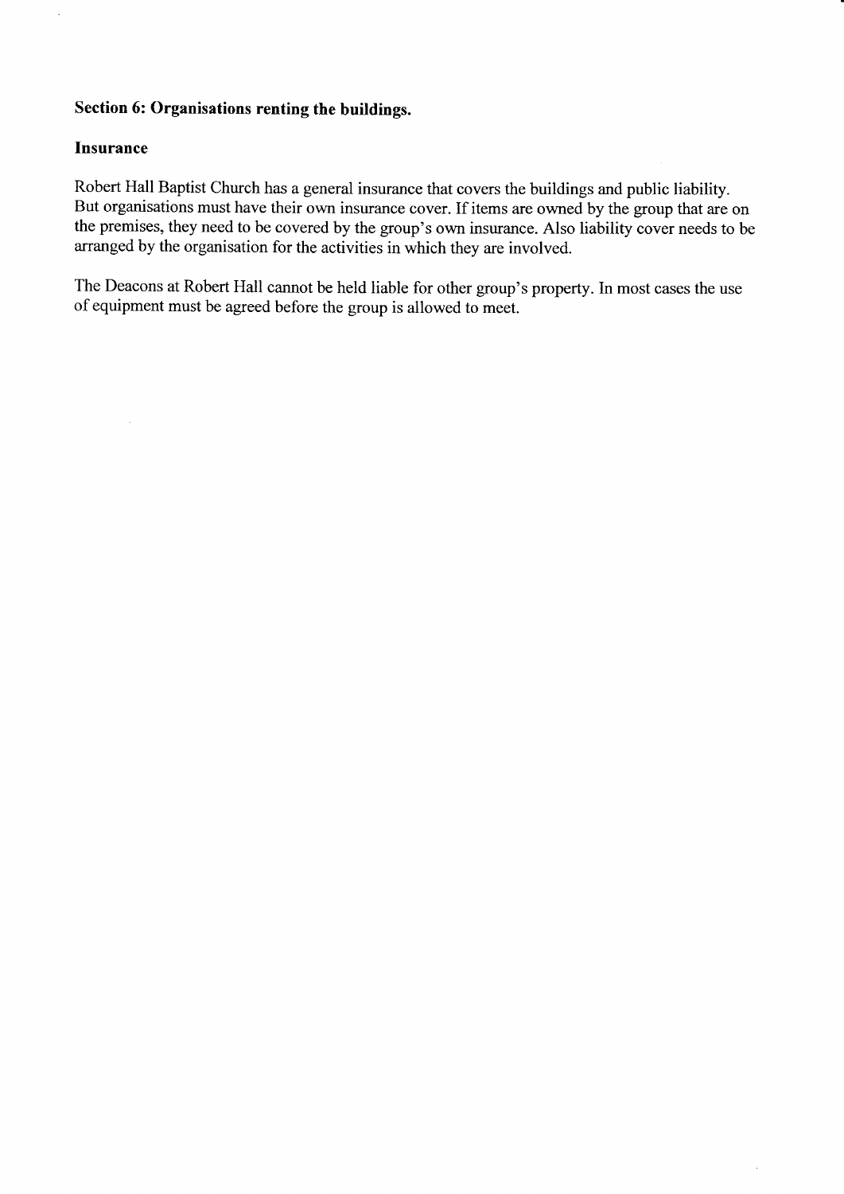## Section 6: Organisations renting the buildings.

### Insurance

Robert Hall Baptist Church has a general insurance that covers the buildings and public liability. But organisations must have their own insurance cover. If items are owned by the group that are on the premises, they need to be covered by the group's own insurance. Also liability cover needs to be arranged by the organisation for the activities in which they are involved.

The Deacons at Robert Hall cannot be held liable for other group's property. In most cases the use of equipment must be agreed before the group is allowed to meet.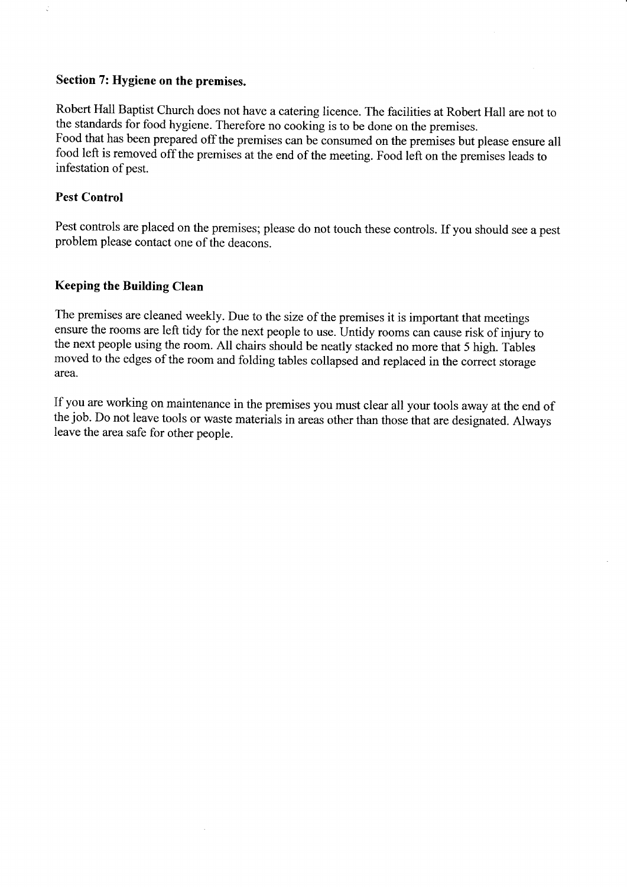## Section 7: Hygiene on the premises.

Robert Hall Baptist Church does not have a catering licence. The facilities at Robert Hall are not to the standards for food hygiene. Therefore no cooking is to be done on the premises.
Food that has been prepared off the premises can be consumed on the premises but please ensure all food left is removed off the premises at the end of the meeting. Food left on the premises leads to infestation of pest.

### Pest Control

Pest controls are placed on the premises; please do not touch these controls. If you should see a pest problem please contact one of the deacons.

### Keeping the Building Clean

The premises are cleaned weekly. Due to the size of the premises it is important that meetings ensure the rooms are left tidy for the next people to use. Untidy rooms can cause risk of injury to the next people using the room. All chairs should be neatly stacked no more that 5 high. Tables moved to the edges of the room and folding tables collapsed and replaced in the correct storage area.

If you are working on maintenance in the premises you must clear all your tools away at the end of the job. Do not leave tools or waste materials in areas other than those that are designated. Always leave the area safe for other people.